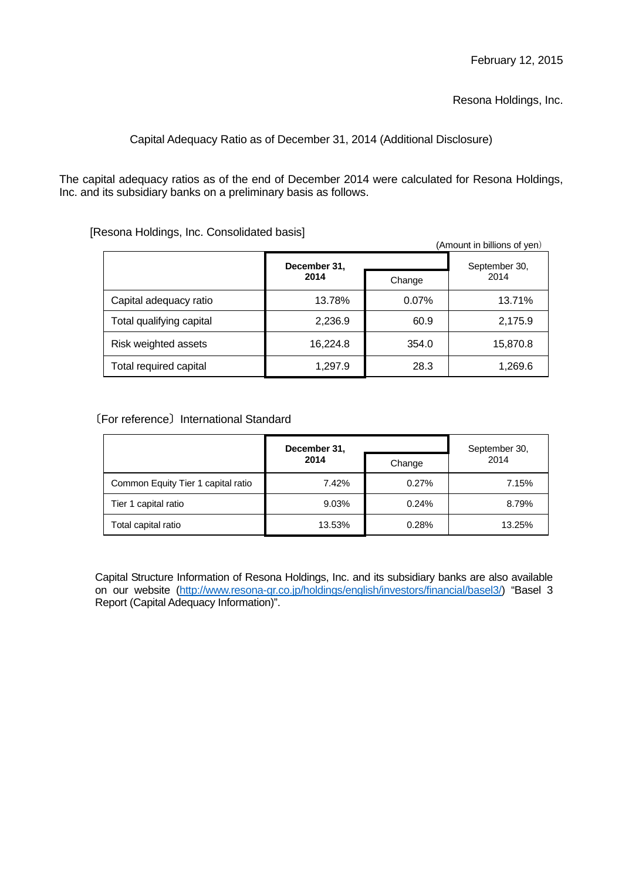February 12, 2015

Resona Holdings, Inc.

# Capital Adequacy Ratio as of December 31, 2014 (Additional Disclosure)

The capital adequacy ratios as of the end of December 2014 were calculated for Resona Holdings, Inc. and its subsidiary banks on a preliminary basis as follows.

[Resona Holdings, Inc. Consolidated basis]

(Amount in billions of yen)

| | December 31, 2014 | Change | September 30, 2014 |
|---|---|---|---|
| Capital adequacy ratio | 13.78% | 0.07% | 13.71% |
| Total qualifying capital | 2,236.9 | 60.9 | 2,175.9 |
| Risk weighted assets | 16,224.8 | 354.0 | 15,870.8 |
| Total required capital | 1,297.9 | 28.3 | 1,269.6 |

〔For reference〕International Standard

| | December 31, 2014 | Change | September 30, 2014 |
|---|---|---|---|
| Common Equity Tier 1 capital ratio | 7.42% | 0.27% | 7.15% |
| Tier 1 capital ratio | 9.03% | 0.24% | 8.79% |
| Total capital ratio | 13.53% | 0.28% | 13.25% |

Capital Structure Information of Resona Holdings, Inc. and its subsidiary banks are also available on our website (http://www.resona-gr.co.jp/holdings/english/investors/financial/basel3/) "Basel 3 Report (Capital Adequacy Information)".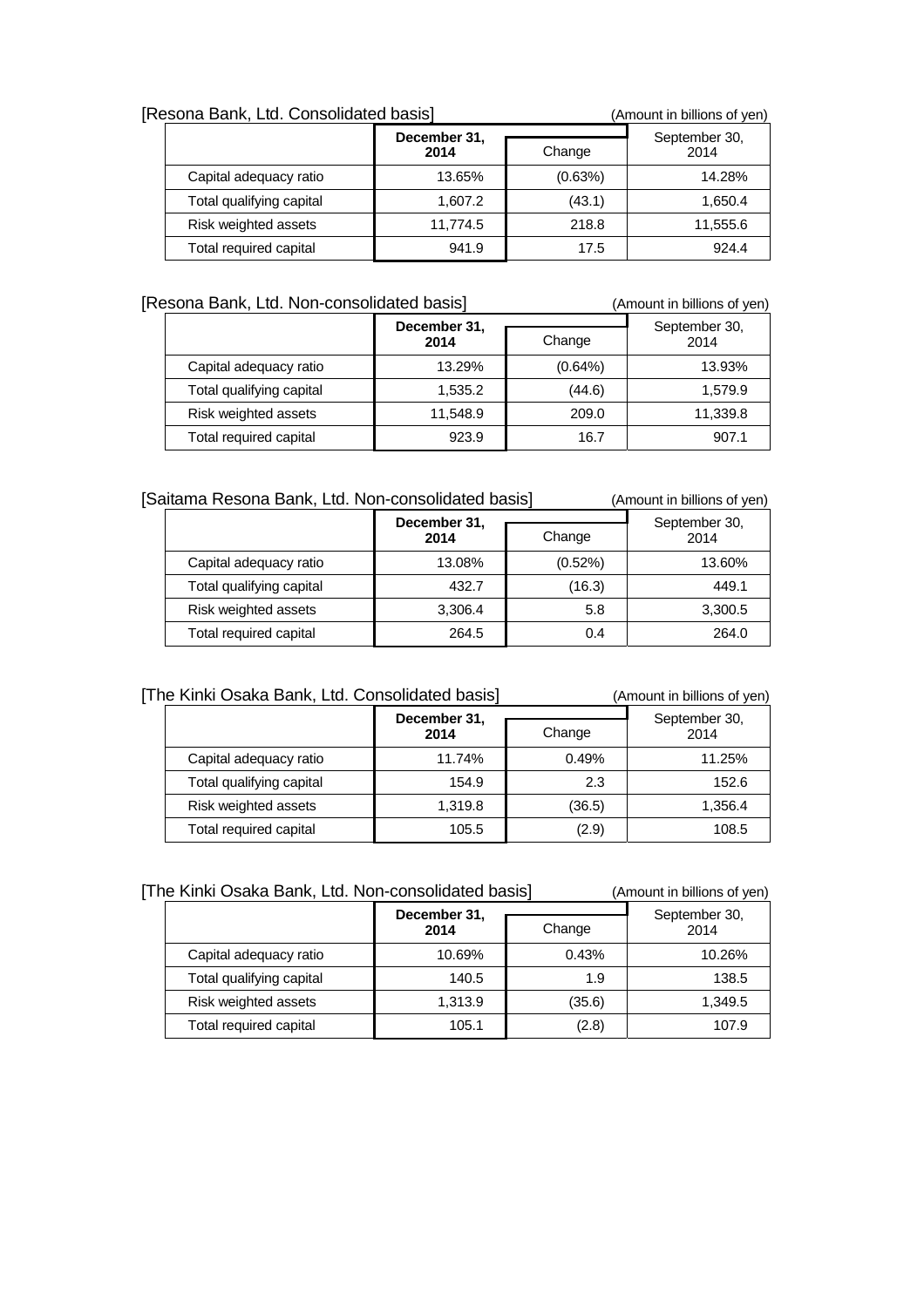[Resona Bank, Ltd. Consolidated basis] (Amount in billions of yen)

| | December 31, 2014 | Change | September 30, 2014 |
|---|---|---|---|
| Capital adequacy ratio | 13.65% | (0.63%) | 14.28% |
| Total qualifying capital | 1,607.2 | (43.1) | 1,650.4 |
| Risk weighted assets | 11,774.5 | 218.8 | 11,555.6 |
| Total required capital | 941.9 | 17.5 | 924.4 |

[Resona Bank, Ltd. Non-consolidated basis] (Amount in billions of yen)

| | December 31, 2014 | Change | September 30, 2014 |
|---|---|---|---|
| Capital adequacy ratio | 13.29% | (0.64%) | 13.93% |
| Total qualifying capital | 1,535.2 | (44.6) | 1,579.9 |
| Risk weighted assets | 11,548.9 | 209.0 | 11,339.8 |
| Total required capital | 923.9 | 16.7 | 907.1 |

[Saitama Resona Bank, Ltd. Non-consolidated basis] (Amount in billions of yen)

| | December 31, 2014 | Change | September 30, 2014 |
|---|---|---|---|
| Capital adequacy ratio | 13.08% | (0.52%) | 13.60% |
| Total qualifying capital | 432.7 | (16.3) | 449.1 |
| Risk weighted assets | 3,306.4 | 5.8 | 3,300.5 |
| Total required capital | 264.5 | 0.4 | 264.0 |

[The Kinki Osaka Bank, Ltd. Consolidated basis] (Amount in billions of yen)

| | December 31, 2014 | Change | September 30, 2014 |
|---|---|---|---|
| Capital adequacy ratio | 11.74% | 0.49% | 11.25% |
| Total qualifying capital | 154.9 | 2.3 | 152.6 |
| Risk weighted assets | 1,319.8 | (36.5) | 1,356.4 |
| Total required capital | 105.5 | (2.9) | 108.5 |

[The Kinki Osaka Bank, Ltd. Non-consolidated basis] (Amount in billions of yen)

| | December 31, 2014 | Change | September 30, 2014 |
|---|---|---|---|
| Capital adequacy ratio | 10.69% | 0.43% | 10.26% |
| Total qualifying capital | 140.5 | 1.9 | 138.5 |
| Risk weighted assets | 1,313.9 | (35.6) | 1,349.5 |
| Total required capital | 105.1 | (2.8) | 107.9 |